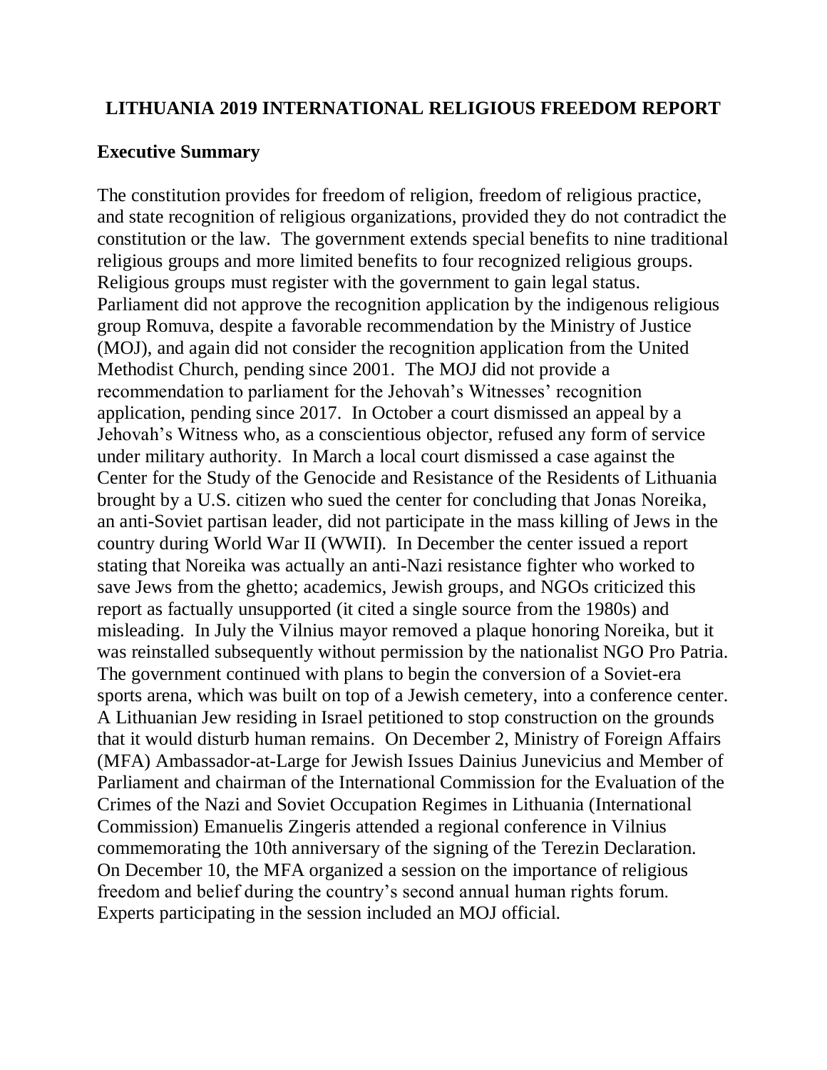# LITHUANIA 2019 INTERNATIONAL RELIGIOUS FREEDOM REPORT

## Executive Summary

The constitution provides for freedom of religion, freedom of religious practice, and state recognition of religious organizations, provided they do not contradict the constitution or the law. The government extends special benefits to nine traditional religious groups and more limited benefits to four recognized religious groups. Religious groups must register with the government to gain legal status. Parliament did not approve the recognition application by the indigenous religious group Romuva, despite a favorable recommendation by the Ministry of Justice (MOJ), and again did not consider the recognition application from the United Methodist Church, pending since 2001. The MOJ did not provide a recommendation to parliament for the Jehovah's Witnesses' recognition application, pending since 2017. In October a court dismissed an appeal by a Jehovah's Witness who, as a conscientious objector, refused any form of service under military authority. In March a local court dismissed a case against the Center for the Study of the Genocide and Resistance of the Residents of Lithuania brought by a U.S. citizen who sued the center for concluding that Jonas Noreika, an anti-Soviet partisan leader, did not participate in the mass killing of Jews in the country during World War II (WWII). In December the center issued a report stating that Noreika was actually an anti-Nazi resistance fighter who worked to save Jews from the ghetto; academics, Jewish groups, and NGOs criticized this report as factually unsupported (it cited a single source from the 1980s) and misleading. In July the Vilnius mayor removed a plaque honoring Noreika, but it was reinstalled subsequently without permission by the nationalist NGO Pro Patria. The government continued with plans to begin the conversion of a Soviet-era sports arena, which was built on top of a Jewish cemetery, into a conference center. A Lithuanian Jew residing in Israel petitioned to stop construction on the grounds that it would disturb human remains. On December 2, Ministry of Foreign Affairs (MFA) Ambassador-at-Large for Jewish Issues Dainius Junevicius and Member of Parliament and chairman of the International Commission for the Evaluation of the Crimes of the Nazi and Soviet Occupation Regimes in Lithuania (International Commission) Emanuelis Zingeris attended a regional conference in Vilnius commemorating the 10th anniversary of the signing of the Terezin Declaration. On December 10, the MFA organized a session on the importance of religious freedom and belief during the country's second annual human rights forum. Experts participating in the session included an MOJ official.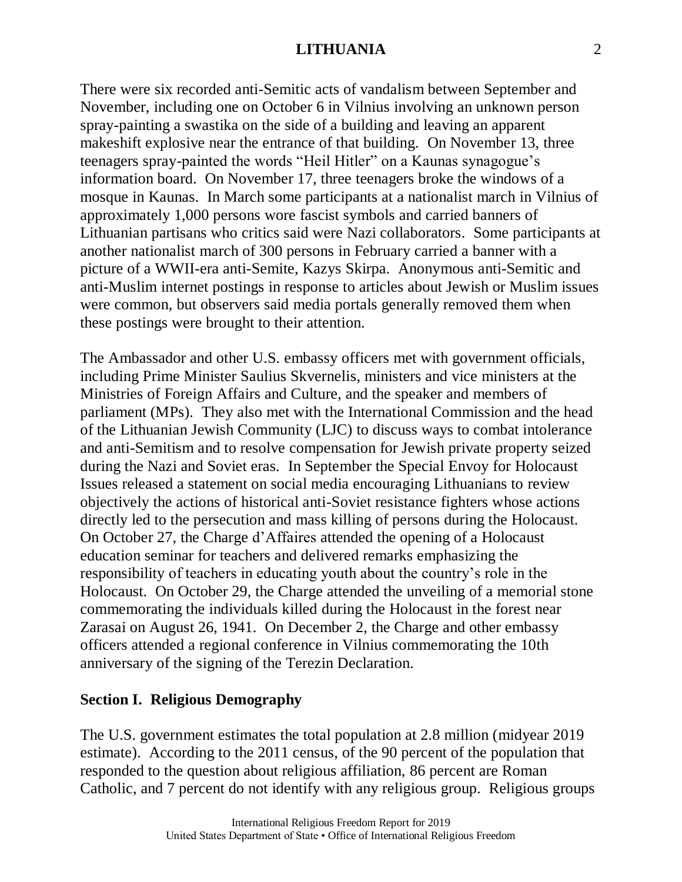There were six recorded anti-Semitic acts of vandalism between September and November, including one on October 6 in Vilnius involving an unknown person spray-painting a swastika on the side of a building and leaving an apparent makeshift explosive near the entrance of that building. On November 13, three teenagers spray-painted the words "Heil Hitler" on a Kaunas synagogue's information board. On November 17, three teenagers broke the windows of a mosque in Kaunas. In March some participants at a nationalist march in Vilnius of approximately 1,000 persons wore fascist symbols and carried banners of Lithuanian partisans who critics said were Nazi collaborators. Some participants at another nationalist march of 300 persons in February carried a banner with a picture of a WWII-era anti-Semite, Kazys Skirpa. Anonymous anti-Semitic and anti-Muslim internet postings in response to articles about Jewish or Muslim issues were common, but observers said media portals generally removed them when these postings were brought to their attention.

The Ambassador and other U.S. embassy officers met with government officials, including Prime Minister Saulius Skvernelis, ministers and vice ministers at the Ministries of Foreign Affairs and Culture, and the speaker and members of parliament (MPs). They also met with the International Commission and the head of the Lithuanian Jewish Community (LJC) to discuss ways to combat intolerance and anti-Semitism and to resolve compensation for Jewish private property seized during the Nazi and Soviet eras. In September the Special Envoy for Holocaust Issues released a statement on social media encouraging Lithuanians to review objectively the actions of historical anti-Soviet resistance fighters whose actions directly led to the persecution and mass killing of persons during the Holocaust. On October 27, the Charge d'Affaires attended the opening of a Holocaust education seminar for teachers and delivered remarks emphasizing the responsibility of teachers in educating youth about the country's role in the Holocaust. On October 29, the Charge attended the unveiling of a memorial stone commemorating the individuals killed during the Holocaust in the forest near Zarasai on August 26, 1941. On December 2, the Charge and other embassy officers attended a regional conference in Vilnius commemorating the 10th anniversary of the signing of the Terezin Declaration.

## Section I. Religious Demography

The U.S. government estimates the total population at 2.8 million (midyear 2019 estimate). According to the 2011 census, of the 90 percent of the population that responded to the question about religious affiliation, 86 percent are Roman Catholic, and 7 percent do not identify with any religious group. Religious groups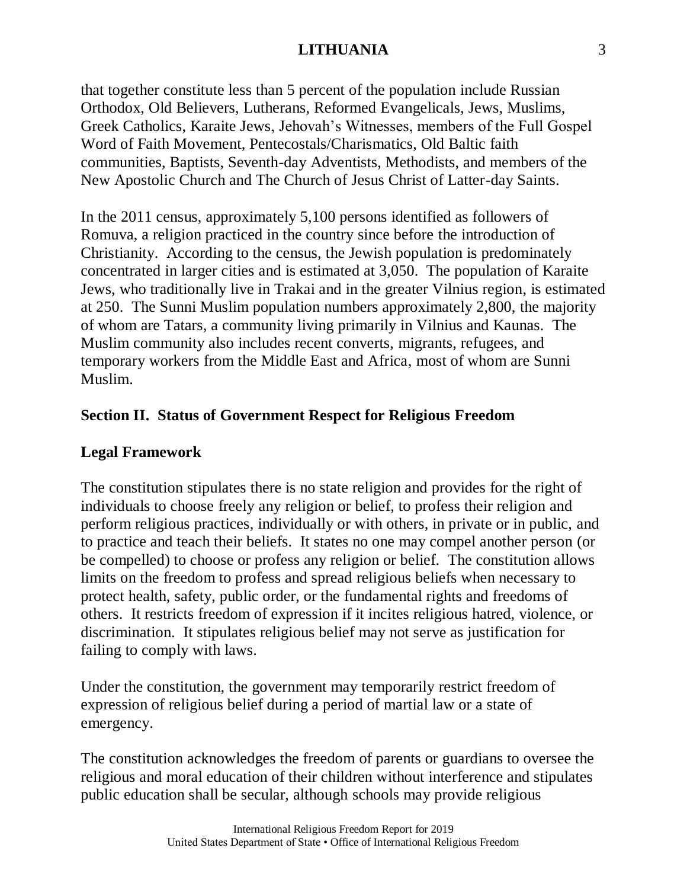that together constitute less than 5 percent of the population include Russian Orthodox, Old Believers, Lutherans, Reformed Evangelicals, Jews, Muslims, Greek Catholics, Karaite Jews, Jehovah's Witnesses, members of the Full Gospel Word of Faith Movement, Pentecostals/Charismatics, Old Baltic faith communities, Baptists, Seventh-day Adventists, Methodists, and members of the New Apostolic Church and The Church of Jesus Christ of Latter-day Saints.

In the 2011 census, approximately 5,100 persons identified as followers of Romuva, a religion practiced in the country since before the introduction of Christianity. According to the census, the Jewish population is predominately concentrated in larger cities and is estimated at 3,050. The population of Karaite Jews, who traditionally live in Trakai and in the greater Vilnius region, is estimated at 250. The Sunni Muslim population numbers approximately 2,800, the majority of whom are Tatars, a community living primarily in Vilnius and Kaunas. The Muslim community also includes recent converts, migrants, refugees, and temporary workers from the Middle East and Africa, most of whom are Sunni Muslim.

## Section II. Status of Government Respect for Religious Freedom

### Legal Framework

The constitution stipulates there is no state religion and provides for the right of individuals to choose freely any religion or belief, to profess their religion and perform religious practices, individually or with others, in private or in public, and to practice and teach their beliefs. It states no one may compel another person (or be compelled) to choose or profess any religion or belief. The constitution allows limits on the freedom to profess and spread religious beliefs when necessary to protect health, safety, public order, or the fundamental rights and freedoms of others. It restricts freedom of expression if it incites religious hatred, violence, or discrimination. It stipulates religious belief may not serve as justification for failing to comply with laws.

Under the constitution, the government may temporarily restrict freedom of expression of religious belief during a period of martial law or a state of emergency.

The constitution acknowledges the freedom of parents or guardians to oversee the religious and moral education of their children without interference and stipulates public education shall be secular, although schools may provide religious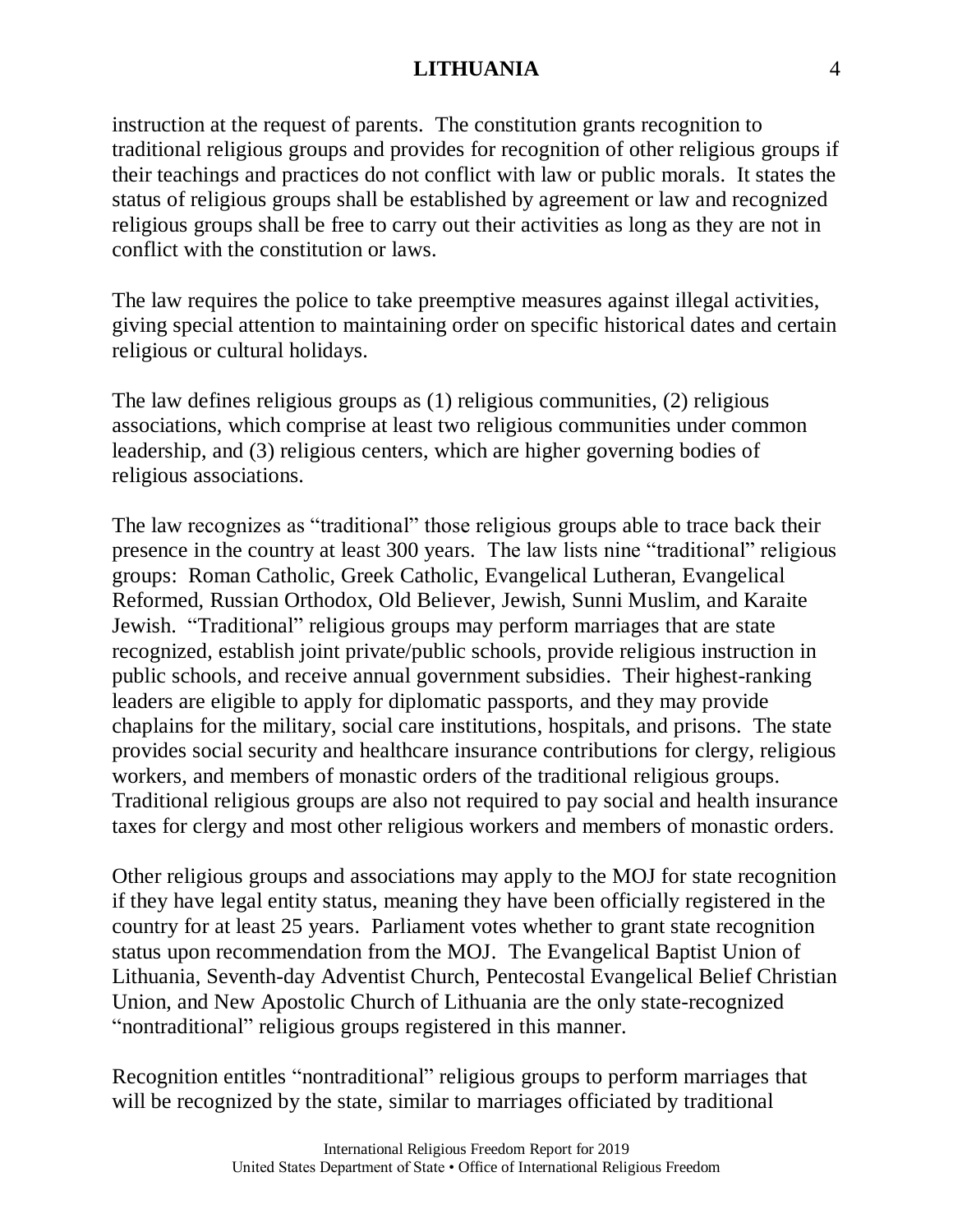instruction at the request of parents. The constitution grants recognition to traditional religious groups and provides for recognition of other religious groups if their teachings and practices do not conflict with law or public morals. It states the status of religious groups shall be established by agreement or law and recognized religious groups shall be free to carry out their activities as long as they are not in conflict with the constitution or laws.

The law requires the police to take preemptive measures against illegal activities, giving special attention to maintaining order on specific historical dates and certain religious or cultural holidays.

The law defines religious groups as (1) religious communities, (2) religious associations, which comprise at least two religious communities under common leadership, and (3) religious centers, which are higher governing bodies of religious associations.

The law recognizes as "traditional" those religious groups able to trace back their presence in the country at least 300 years. The law lists nine "traditional" religious groups: Roman Catholic, Greek Catholic, Evangelical Lutheran, Evangelical Reformed, Russian Orthodox, Old Believer, Jewish, Sunni Muslim, and Karaite Jewish. "Traditional" religious groups may perform marriages that are state recognized, establish joint private/public schools, provide religious instruction in public schools, and receive annual government subsidies. Their highest-ranking leaders are eligible to apply for diplomatic passports, and they may provide chaplains for the military, social care institutions, hospitals, and prisons. The state provides social security and healthcare insurance contributions for clergy, religious workers, and members of monastic orders of the traditional religious groups. Traditional religious groups are also not required to pay social and health insurance taxes for clergy and most other religious workers and members of monastic orders.

Other religious groups and associations may apply to the MOJ for state recognition if they have legal entity status, meaning they have been officially registered in the country for at least 25 years. Parliament votes whether to grant state recognition status upon recommendation from the MOJ. The Evangelical Baptist Union of Lithuania, Seventh-day Adventist Church, Pentecostal Evangelical Belief Christian Union, and New Apostolic Church of Lithuania are the only state-recognized "nontraditional" religious groups registered in this manner.

Recognition entitles "nontraditional" religious groups to perform marriages that will be recognized by the state, similar to marriages officiated by traditional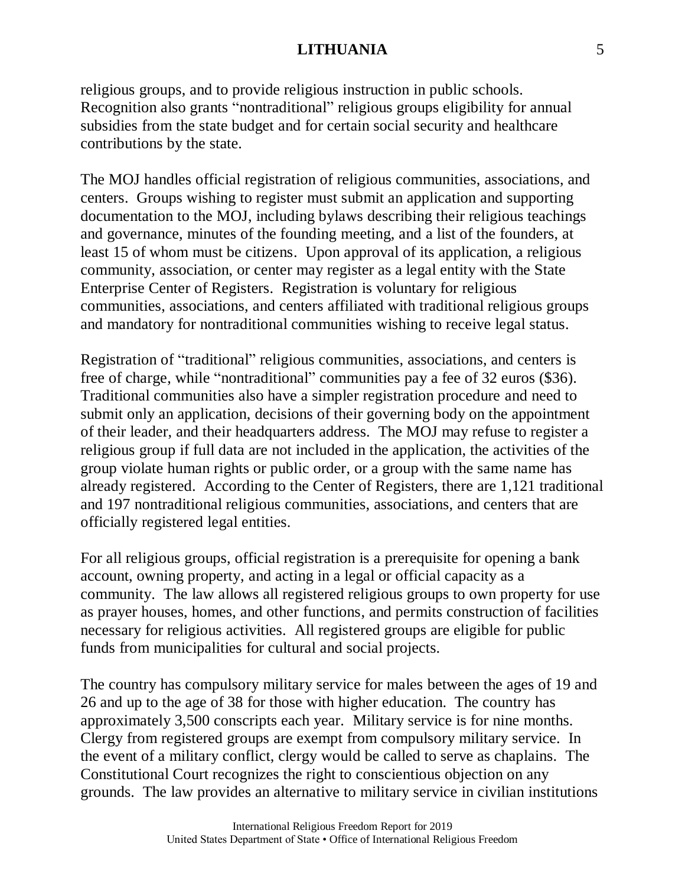religious groups, and to provide religious instruction in public schools. Recognition also grants "nontraditional" religious groups eligibility for annual subsidies from the state budget and for certain social security and healthcare contributions by the state.

The MOJ handles official registration of religious communities, associations, and centers. Groups wishing to register must submit an application and supporting documentation to the MOJ, including bylaws describing their religious teachings and governance, minutes of the founding meeting, and a list of the founders, at least 15 of whom must be citizens. Upon approval of its application, a religious community, association, or center may register as a legal entity with the State Enterprise Center of Registers. Registration is voluntary for religious communities, associations, and centers affiliated with traditional religious groups and mandatory for nontraditional communities wishing to receive legal status.

Registration of "traditional" religious communities, associations, and centers is free of charge, while "nontraditional" communities pay a fee of 32 euros ($36). Traditional communities also have a simpler registration procedure and need to submit only an application, decisions of their governing body on the appointment of their leader, and their headquarters address. The MOJ may refuse to register a religious group if full data are not included in the application, the activities of the group violate human rights or public order, or a group with the same name has already registered. According to the Center of Registers, there are 1,121 traditional and 197 nontraditional religious communities, associations, and centers that are officially registered legal entities.

For all religious groups, official registration is a prerequisite for opening a bank account, owning property, and acting in a legal or official capacity as a community. The law allows all registered religious groups to own property for use as prayer houses, homes, and other functions, and permits construction of facilities necessary for religious activities. All registered groups are eligible for public funds from municipalities for cultural and social projects.

The country has compulsory military service for males between the ages of 19 and 26 and up to the age of 38 for those with higher education. The country has approximately 3,500 conscripts each year. Military service is for nine months. Clergy from registered groups are exempt from compulsory military service. In the event of a military conflict, clergy would be called to serve as chaplains. The Constitutional Court recognizes the right to conscientious objection on any grounds. The law provides an alternative to military service in civilian institutions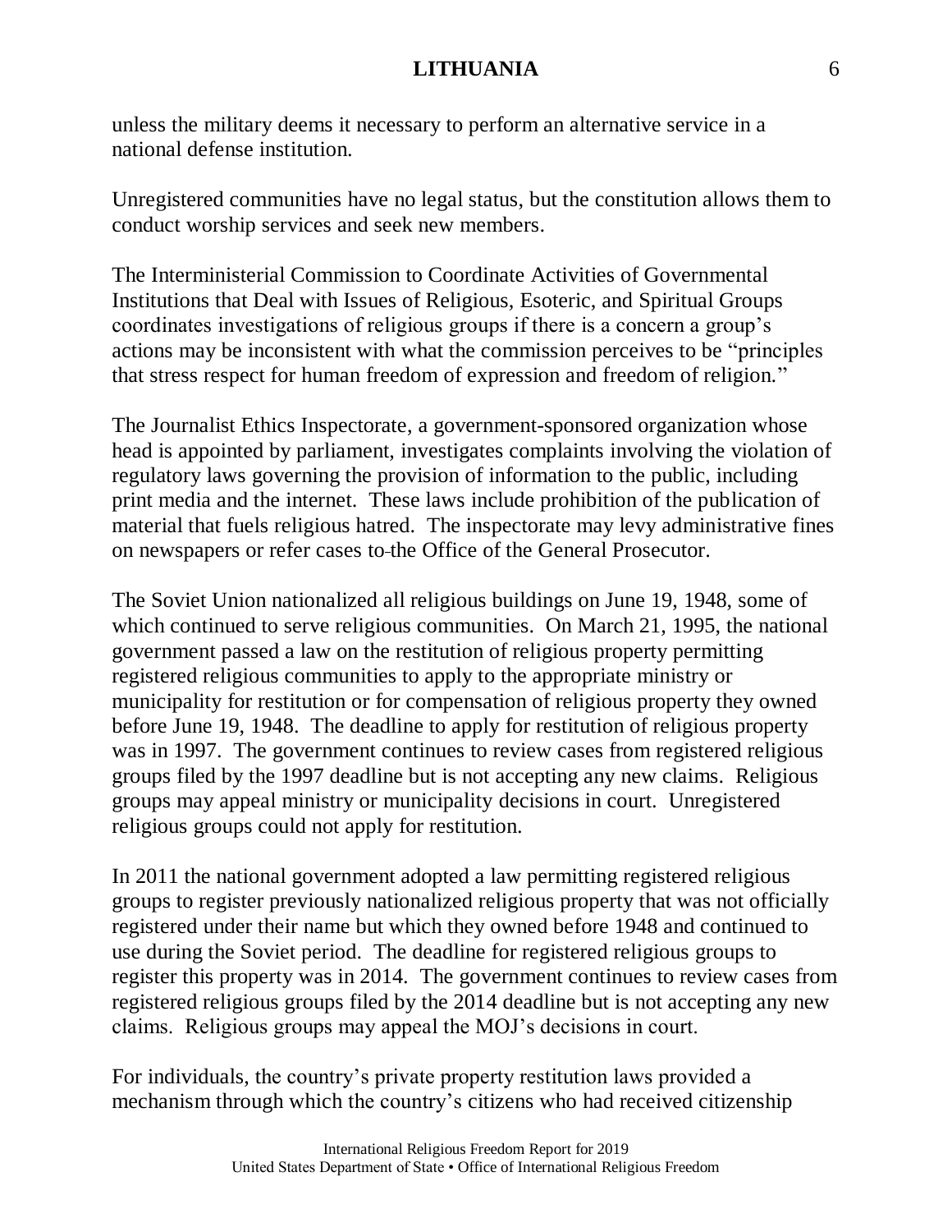unless the military deems it necessary to perform an alternative service in a national defense institution.

Unregistered communities have no legal status, but the constitution allows them to conduct worship services and seek new members.

The Interministerial Commission to Coordinate Activities of Governmental Institutions that Deal with Issues of Religious, Esoteric, and Spiritual Groups coordinates investigations of religious groups if there is a concern a group's actions may be inconsistent with what the commission perceives to be "principles that stress respect for human freedom of expression and freedom of religion."

The Journalist Ethics Inspectorate, a government-sponsored organization whose head is appointed by parliament, investigates complaints involving the violation of regulatory laws governing the provision of information to the public, including print media and the internet. These laws include prohibition of the publication of material that fuels religious hatred. The inspectorate may levy administrative fines on newspapers or refer cases to the Office of the General Prosecutor.

The Soviet Union nationalized all religious buildings on June 19, 1948, some of which continued to serve religious communities. On March 21, 1995, the national government passed a law on the restitution of religious property permitting registered religious communities to apply to the appropriate ministry or municipality for restitution or for compensation of religious property they owned before June 19, 1948. The deadline to apply for restitution of religious property was in 1997. The government continues to review cases from registered religious groups filed by the 1997 deadline but is not accepting any new claims. Religious groups may appeal ministry or municipality decisions in court. Unregistered religious groups could not apply for restitution.

In 2011 the national government adopted a law permitting registered religious groups to register previously nationalized religious property that was not officially registered under their name but which they owned before 1948 and continued to use during the Soviet period. The deadline for registered religious groups to register this property was in 2014. The government continues to review cases from registered religious groups filed by the 2014 deadline but is not accepting any new claims. Religious groups may appeal the MOJ's decisions in court.

For individuals, the country's private property restitution laws provided a mechanism through which the country's citizens who had received citizenship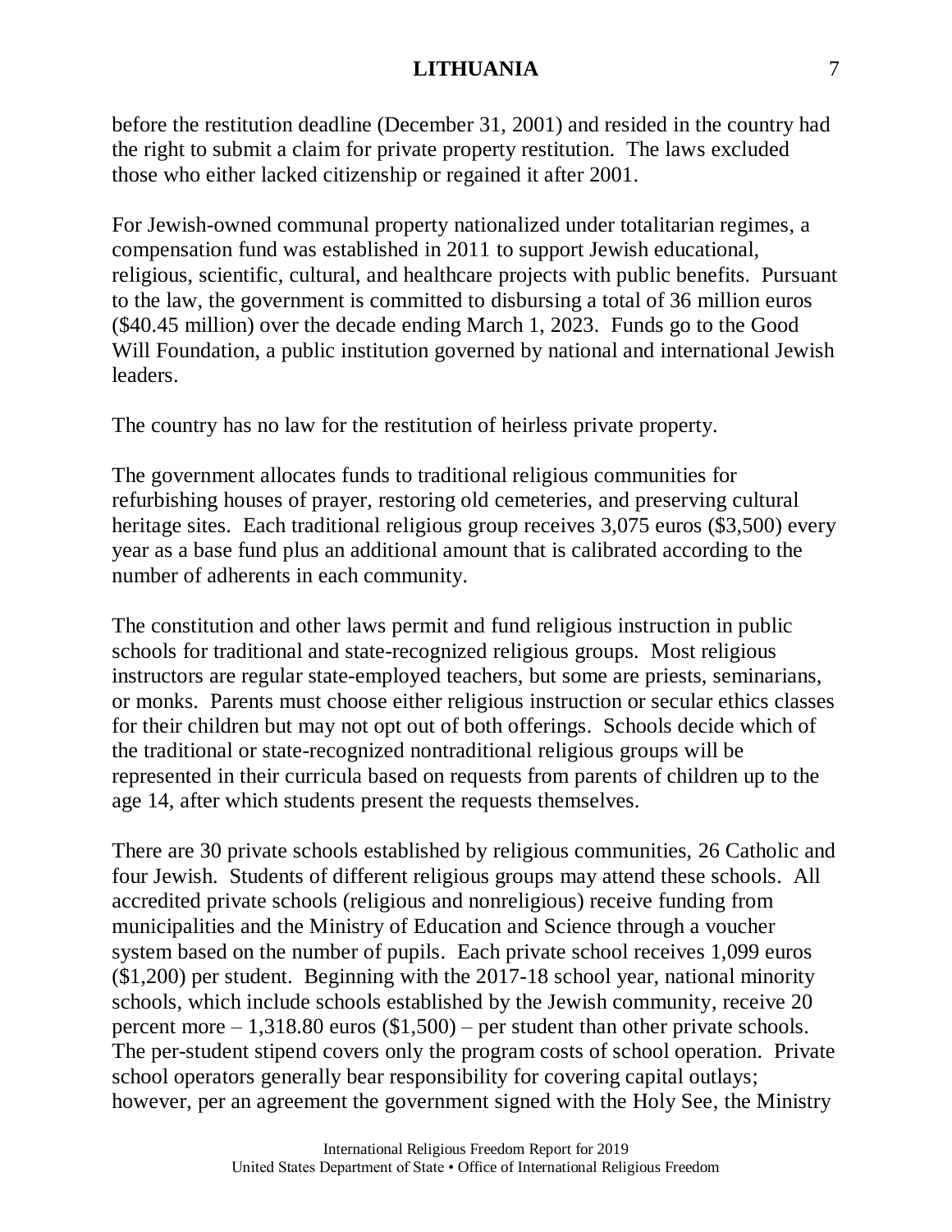before the restitution deadline (December 31, 2001) and resided in the country had the right to submit a claim for private property restitution. The laws excluded those who either lacked citizenship or regained it after 2001.

For Jewish-owned communal property nationalized under totalitarian regimes, a compensation fund was established in 2011 to support Jewish educational, religious, scientific, cultural, and healthcare projects with public benefits. Pursuant to the law, the government is committed to disbursing a total of 36 million euros ($40.45 million) over the decade ending March 1, 2023. Funds go to the Good Will Foundation, a public institution governed by national and international Jewish leaders.

The country has no law for the restitution of heirless private property.

The government allocates funds to traditional religious communities for refurbishing houses of prayer, restoring old cemeteries, and preserving cultural heritage sites. Each traditional religious group receives 3,075 euros ($3,500) every year as a base fund plus an additional amount that is calibrated according to the number of adherents in each community.

The constitution and other laws permit and fund religious instruction in public schools for traditional and state-recognized religious groups. Most religious instructors are regular state-employed teachers, but some are priests, seminarians, or monks. Parents must choose either religious instruction or secular ethics classes for their children but may not opt out of both offerings. Schools decide which of the traditional or state-recognized nontraditional religious groups will be represented in their curricula based on requests from parents of children up to the age 14, after which students present the requests themselves.

There are 30 private schools established by religious communities, 26 Catholic and four Jewish. Students of different religious groups may attend these schools. All accredited private schools (religious and nonreligious) receive funding from municipalities and the Ministry of Education and Science through a voucher system based on the number of pupils. Each private school receives 1,099 euros ($1,200) per student. Beginning with the 2017-18 school year, national minority schools, which include schools established by the Jewish community, receive 20 percent more – 1,318.80 euros ($1,500) – per student than other private schools. The per-student stipend covers only the program costs of school operation. Private school operators generally bear responsibility for covering capital outlays; however, per an agreement the government signed with the Holy See, the Ministry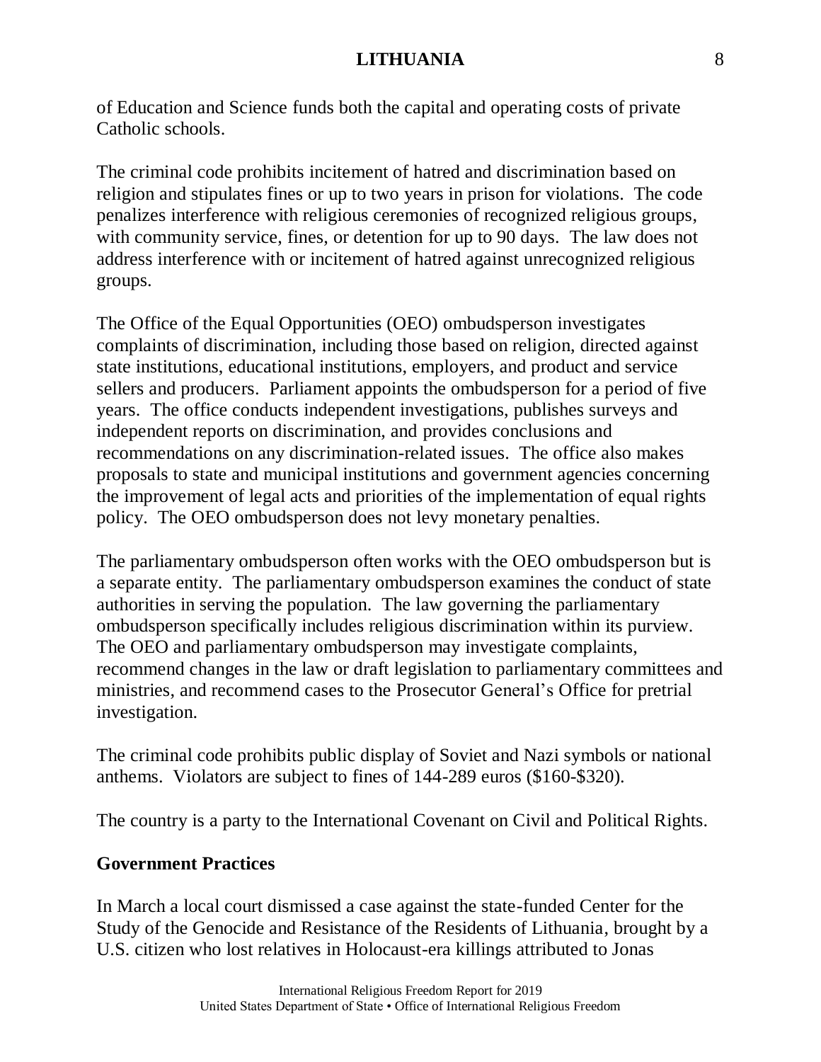of Education and Science funds both the capital and operating costs of private Catholic schools.

The criminal code prohibits incitement of hatred and discrimination based on religion and stipulates fines or up to two years in prison for violations. The code penalizes interference with religious ceremonies of recognized religious groups, with community service, fines, or detention for up to 90 days. The law does not address interference with or incitement of hatred against unrecognized religious groups.

The Office of the Equal Opportunities (OEO) ombudsperson investigates complaints of discrimination, including those based on religion, directed against state institutions, educational institutions, employers, and product and service sellers and producers. Parliament appoints the ombudsperson for a period of five years. The office conducts independent investigations, publishes surveys and independent reports on discrimination, and provides conclusions and recommendations on any discrimination-related issues. The office also makes proposals to state and municipal institutions and government agencies concerning the improvement of legal acts and priorities of the implementation of equal rights policy. The OEO ombudsperson does not levy monetary penalties.

The parliamentary ombudsperson often works with the OEO ombudsperson but is a separate entity. The parliamentary ombudsperson examines the conduct of state authorities in serving the population. The law governing the parliamentary ombudsperson specifically includes religious discrimination within its purview. The OEO and parliamentary ombudsperson may investigate complaints, recommend changes in the law or draft legislation to parliamentary committees and ministries, and recommend cases to the Prosecutor General's Office for pretrial investigation.

The criminal code prohibits public display of Soviet and Nazi symbols or national anthems. Violators are subject to fines of 144-289 euros ($160-$320).

The country is a party to the International Covenant on Civil and Political Rights.

## Government Practices

In March a local court dismissed a case against the state-funded Center for the Study of the Genocide and Resistance of the Residents of Lithuania, brought by a U.S. citizen who lost relatives in Holocaust-era killings attributed to Jonas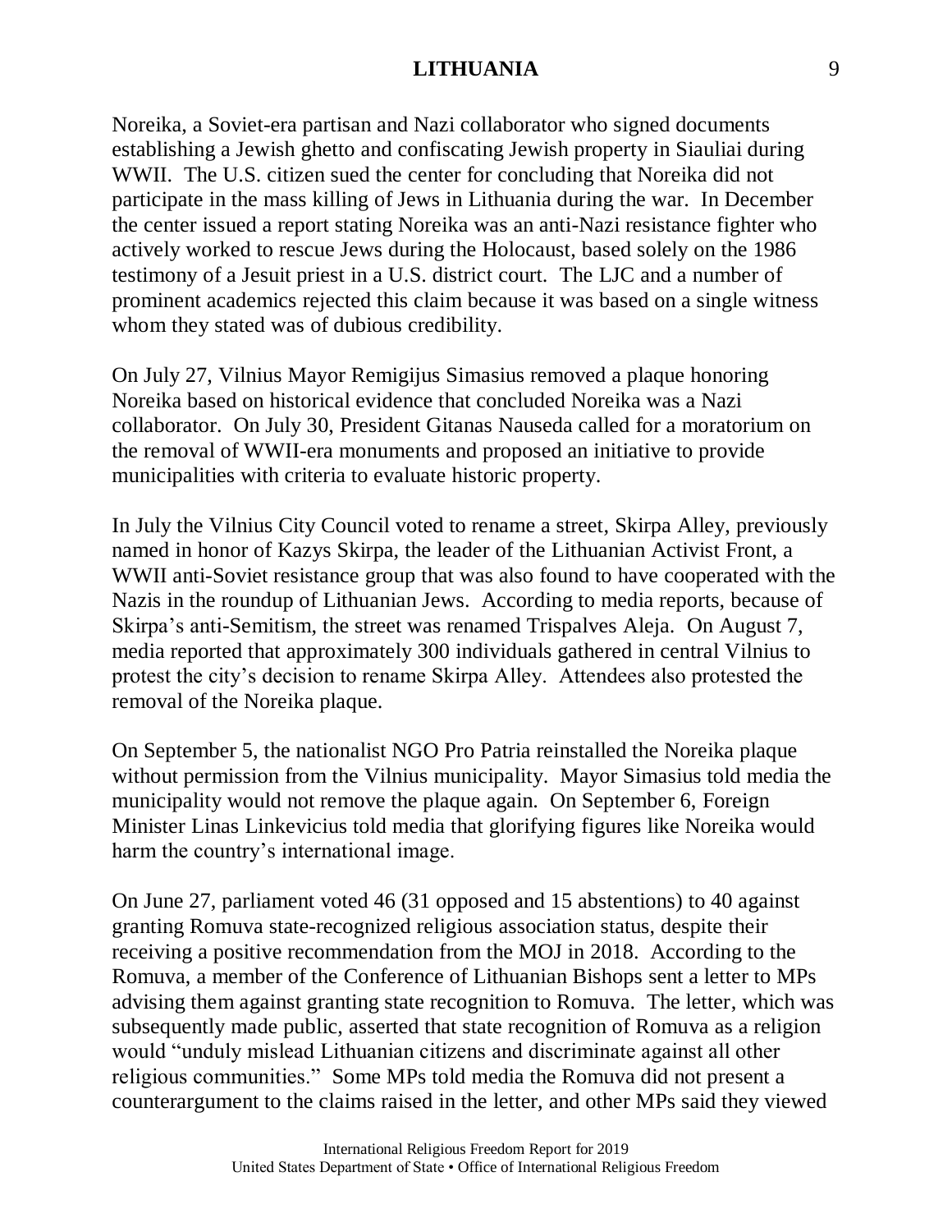Noreika, a Soviet-era partisan and Nazi collaborator who signed documents establishing a Jewish ghetto and confiscating Jewish property in Siauliai during WWII. The U.S. citizen sued the center for concluding that Noreika did not participate in the mass killing of Jews in Lithuania during the war. In December the center issued a report stating Noreika was an anti-Nazi resistance fighter who actively worked to rescue Jews during the Holocaust, based solely on the 1986 testimony of a Jesuit priest in a U.S. district court. The LJC and a number of prominent academics rejected this claim because it was based on a single witness whom they stated was of dubious credibility.

On July 27, Vilnius Mayor Remigijus Simasius removed a plaque honoring Noreika based on historical evidence that concluded Noreika was a Nazi collaborator. On July 30, President Gitanas Nauseda called for a moratorium on the removal of WWII-era monuments and proposed an initiative to provide municipalities with criteria to evaluate historic property.

In July the Vilnius City Council voted to rename a street, Skirpa Alley, previously named in honor of Kazys Skirpa, the leader of the Lithuanian Activist Front, a WWII anti-Soviet resistance group that was also found to have cooperated with the Nazis in the roundup of Lithuanian Jews. According to media reports, because of Skirpa's anti-Semitism, the street was renamed Trispalves Aleja. On August 7, media reported that approximately 300 individuals gathered in central Vilnius to protest the city's decision to rename Skirpa Alley. Attendees also protested the removal of the Noreika plaque.

On September 5, the nationalist NGO Pro Patria reinstalled the Noreika plaque without permission from the Vilnius municipality. Mayor Simasius told media the municipality would not remove the plaque again. On September 6, Foreign Minister Linas Linkevicius told media that glorifying figures like Noreika would harm the country's international image.

On June 27, parliament voted 46 (31 opposed and 15 abstentions) to 40 against granting Romuva state-recognized religious association status, despite their receiving a positive recommendation from the MOJ in 2018. According to the Romuva, a member of the Conference of Lithuanian Bishops sent a letter to MPs advising them against granting state recognition to Romuva. The letter, which was subsequently made public, asserted that state recognition of Romuva as a religion would "unduly mislead Lithuanian citizens and discriminate against all other religious communities." Some MPs told media the Romuva did not present a counterargument to the claims raised in the letter, and other MPs said they viewed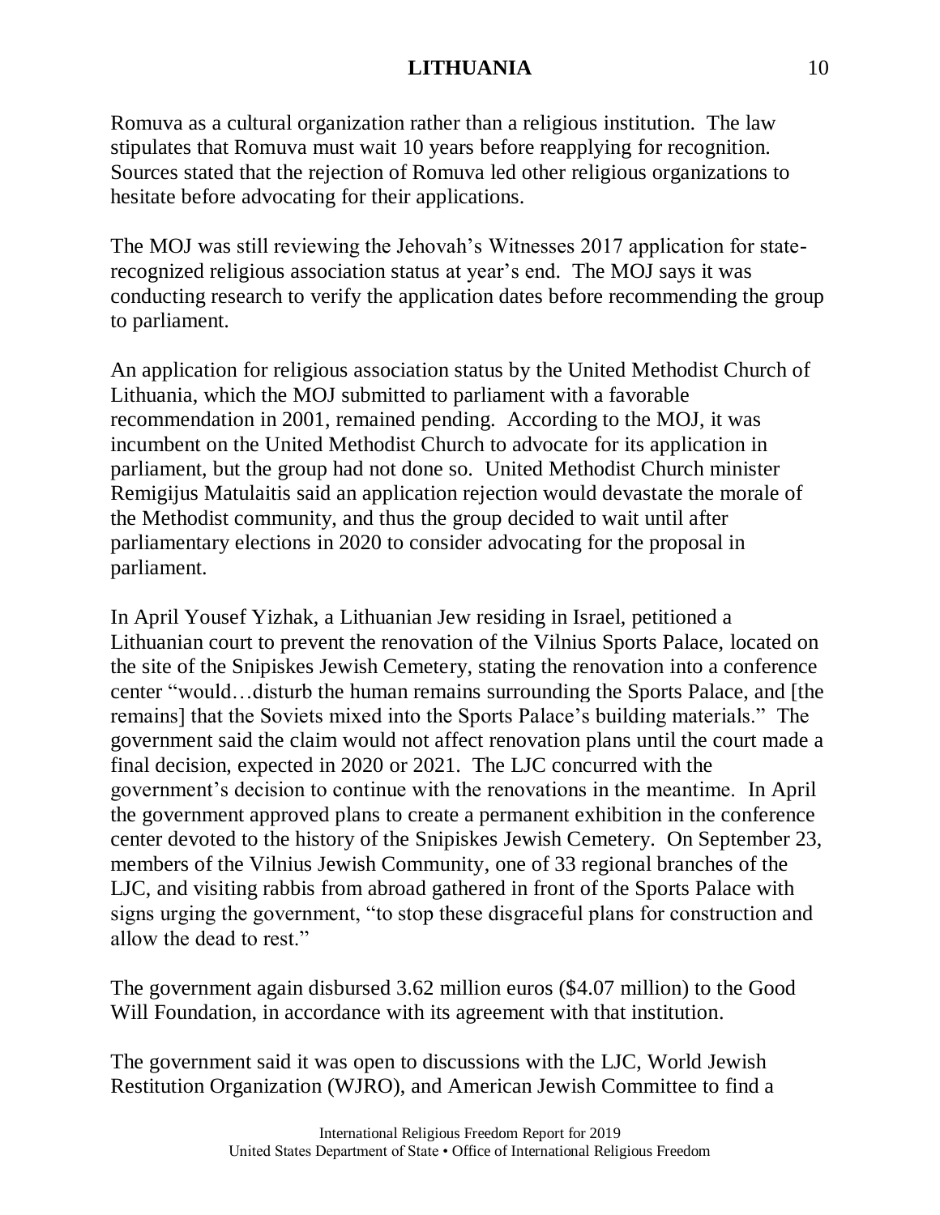Romuva as a cultural organization rather than a religious institution. The law stipulates that Romuva must wait 10 years before reapplying for recognition. Sources stated that the rejection of Romuva led other religious organizations to hesitate before advocating for their applications.

The MOJ was still reviewing the Jehovah's Witnesses 2017 application for state-recognized religious association status at year's end. The MOJ says it was conducting research to verify the application dates before recommending the group to parliament.

An application for religious association status by the United Methodist Church of Lithuania, which the MOJ submitted to parliament with a favorable recommendation in 2001, remained pending. According to the MOJ, it was incumbent on the United Methodist Church to advocate for its application in parliament, but the group had not done so. United Methodist Church minister Remigijus Matulaitis said an application rejection would devastate the morale of the Methodist community, and thus the group decided to wait until after parliamentary elections in 2020 to consider advocating for the proposal in parliament.

In April Yousef Yizhak, a Lithuanian Jew residing in Israel, petitioned a Lithuanian court to prevent the renovation of the Vilnius Sports Palace, located on the site of the Snipiskes Jewish Cemetery, stating the renovation into a conference center "would…disturb the human remains surrounding the Sports Palace, and [the remains] that the Soviets mixed into the Sports Palace's building materials." The government said the claim would not affect renovation plans until the court made a final decision, expected in 2020 or 2021. The LJC concurred with the government's decision to continue with the renovations in the meantime. In April the government approved plans to create a permanent exhibition in the conference center devoted to the history of the Snipiskes Jewish Cemetery. On September 23, members of the Vilnius Jewish Community, one of 33 regional branches of the LJC, and visiting rabbis from abroad gathered in front of the Sports Palace with signs urging the government, "to stop these disgraceful plans for construction and allow the dead to rest."

The government again disbursed 3.62 million euros ($4.07 million) to the Good Will Foundation, in accordance with its agreement with that institution.

The government said it was open to discussions with the LJC, World Jewish Restitution Organization (WJRO), and American Jewish Committee to find a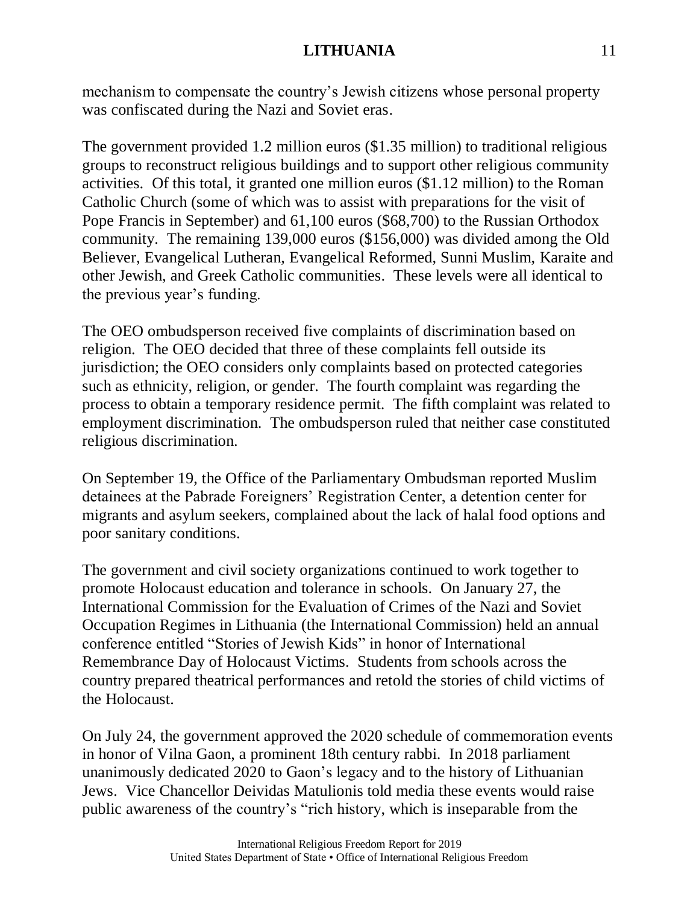mechanism to compensate the country's Jewish citizens whose personal property was confiscated during the Nazi and Soviet eras.

The government provided 1.2 million euros ($1.35 million) to traditional religious groups to reconstruct religious buildings and to support other religious community activities. Of this total, it granted one million euros ($1.12 million) to the Roman Catholic Church (some of which was to assist with preparations for the visit of Pope Francis in September) and 61,100 euros ($68,700) to the Russian Orthodox community. The remaining 139,000 euros ($156,000) was divided among the Old Believer, Evangelical Lutheran, Evangelical Reformed, Sunni Muslim, Karaite and other Jewish, and Greek Catholic communities. These levels were all identical to the previous year's funding.

The OEO ombudsperson received five complaints of discrimination based on religion. The OEO decided that three of these complaints fell outside its jurisdiction; the OEO considers only complaints based on protected categories such as ethnicity, religion, or gender. The fourth complaint was regarding the process to obtain a temporary residence permit. The fifth complaint was related to employment discrimination. The ombudsperson ruled that neither case constituted religious discrimination.

On September 19, the Office of the Parliamentary Ombudsman reported Muslim detainees at the Pabrade Foreigners' Registration Center, a detention center for migrants and asylum seekers, complained about the lack of halal food options and poor sanitary conditions.

The government and civil society organizations continued to work together to promote Holocaust education and tolerance in schools. On January 27, the International Commission for the Evaluation of Crimes of the Nazi and Soviet Occupation Regimes in Lithuania (the International Commission) held an annual conference entitled "Stories of Jewish Kids" in honor of International Remembrance Day of Holocaust Victims. Students from schools across the country prepared theatrical performances and retold the stories of child victims of the Holocaust.

On July 24, the government approved the 2020 schedule of commemoration events in honor of Vilna Gaon, a prominent 18th century rabbi. In 2018 parliament unanimously dedicated 2020 to Gaon's legacy and to the history of Lithuanian Jews. Vice Chancellor Deividas Matulionis told media these events would raise public awareness of the country's "rich history, which is inseparable from the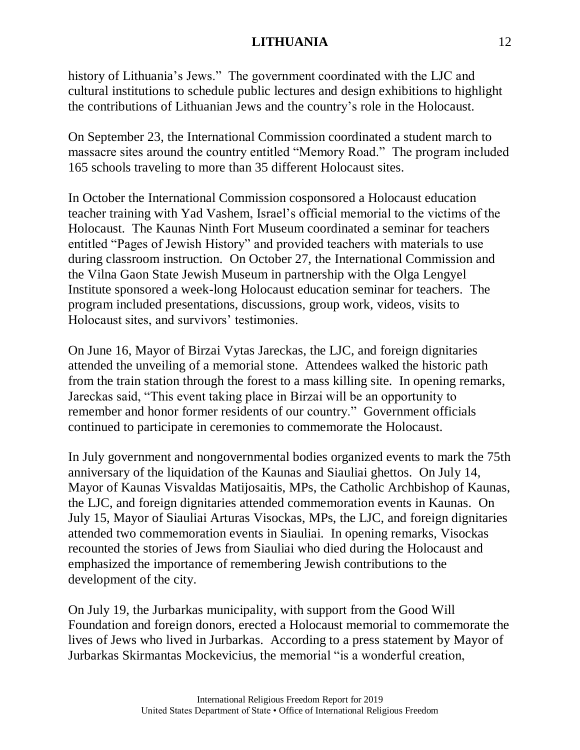history of Lithuania's Jews." The government coordinated with the LJC and cultural institutions to schedule public lectures and design exhibitions to highlight the contributions of Lithuanian Jews and the country's role in the Holocaust.

On September 23, the International Commission coordinated a student march to massacre sites around the country entitled "Memory Road." The program included 165 schools traveling to more than 35 different Holocaust sites.

In October the International Commission cosponsored a Holocaust education teacher training with Yad Vashem, Israel's official memorial to the victims of the Holocaust. The Kaunas Ninth Fort Museum coordinated a seminar for teachers entitled "Pages of Jewish History" and provided teachers with materials to use during classroom instruction. On October 27, the International Commission and the Vilna Gaon State Jewish Museum in partnership with the Olga Lengyel Institute sponsored a week-long Holocaust education seminar for teachers. The program included presentations, discussions, group work, videos, visits to Holocaust sites, and survivors' testimonies.

On June 16, Mayor of Birzai Vytas Jareckas, the LJC, and foreign dignitaries attended the unveiling of a memorial stone. Attendees walked the historic path from the train station through the forest to a mass killing site. In opening remarks, Jareckas said, "This event taking place in Birzai will be an opportunity to remember and honor former residents of our country." Government officials continued to participate in ceremonies to commemorate the Holocaust.

In July government and nongovernmental bodies organized events to mark the 75th anniversary of the liquidation of the Kaunas and Siauliai ghettos. On July 14, Mayor of Kaunas Visvaldas Matijosaitis, MPs, the Catholic Archbishop of Kaunas, the LJC, and foreign dignitaries attended commemoration events in Kaunas. On July 15, Mayor of Siauliai Arturas Visockas, MPs, the LJC, and foreign dignitaries attended two commemoration events in Siauliai. In opening remarks, Visockas recounted the stories of Jews from Siauliai who died during the Holocaust and emphasized the importance of remembering Jewish contributions to the development of the city.

On July 19, the Jurbarkas municipality, with support from the Good Will Foundation and foreign donors, erected a Holocaust memorial to commemorate the lives of Jews who lived in Jurbarkas. According to a press statement by Mayor of Jurbarkas Skirmantas Mockevicius, the memorial "is a wonderful creation,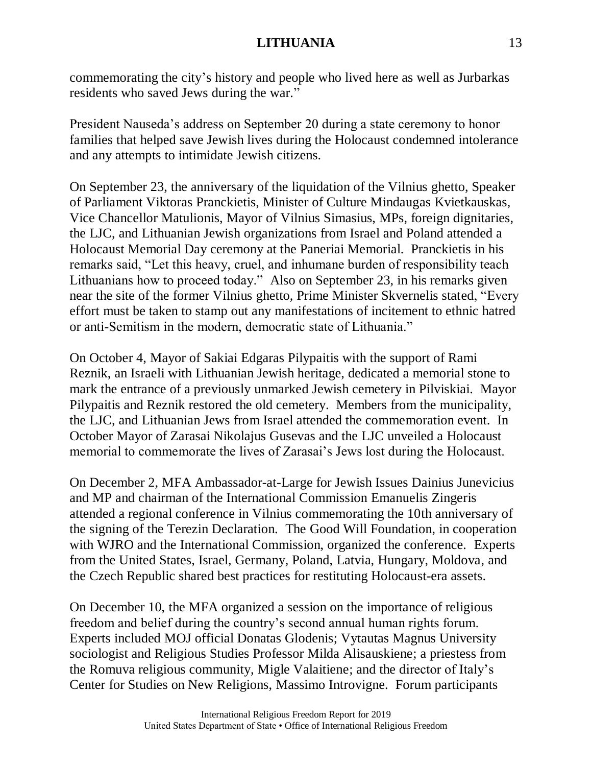commemorating the city's history and people who lived here as well as Jurbarkas residents who saved Jews during the war."

President Nauseda's address on September 20 during a state ceremony to honor families that helped save Jewish lives during the Holocaust condemned intolerance and any attempts to intimidate Jewish citizens.

On September 23, the anniversary of the liquidation of the Vilnius ghetto, Speaker of Parliament Viktoras Pranckietis, Minister of Culture Mindaugas Kvietkauskas, Vice Chancellor Matulionis, Mayor of Vilnius Simasius, MPs, foreign dignitaries, the LJC, and Lithuanian Jewish organizations from Israel and Poland attended a Holocaust Memorial Day ceremony at the Paneriai Memorial. Pranckietis in his remarks said, "Let this heavy, cruel, and inhumane burden of responsibility teach Lithuanians how to proceed today." Also on September 23, in his remarks given near the site of the former Vilnius ghetto, Prime Minister Skvernelis stated, "Every effort must be taken to stamp out any manifestations of incitement to ethnic hatred or anti-Semitism in the modern, democratic state of Lithuania."

On October 4, Mayor of Sakiai Edgaras Pilypaitis with the support of Rami Reznik, an Israeli with Lithuanian Jewish heritage, dedicated a memorial stone to mark the entrance of a previously unmarked Jewish cemetery in Pilviskiai. Mayor Pilypaitis and Reznik restored the old cemetery. Members from the municipality, the LJC, and Lithuanian Jews from Israel attended the commemoration event. In October Mayor of Zarasai Nikolajus Gusevas and the LJC unveiled a Holocaust memorial to commemorate the lives of Zarasai's Jews lost during the Holocaust.

On December 2, MFA Ambassador-at-Large for Jewish Issues Dainius Junevicius and MP and chairman of the International Commission Emanuelis Zingeris attended a regional conference in Vilnius commemorating the 10th anniversary of the signing of the Terezin Declaration. The Good Will Foundation, in cooperation with WJRO and the International Commission, organized the conference. Experts from the United States, Israel, Germany, Poland, Latvia, Hungary, Moldova, and the Czech Republic shared best practices for restituting Holocaust-era assets.

On December 10, the MFA organized a session on the importance of religious freedom and belief during the country's second annual human rights forum. Experts included MOJ official Donatas Glodenis; Vytautas Magnus University sociologist and Religious Studies Professor Milda Alisauskiene; a priestess from the Romuva religious community, Migle Valaitiene; and the director of Italy's Center for Studies on New Religions, Massimo Introvigne. Forum participants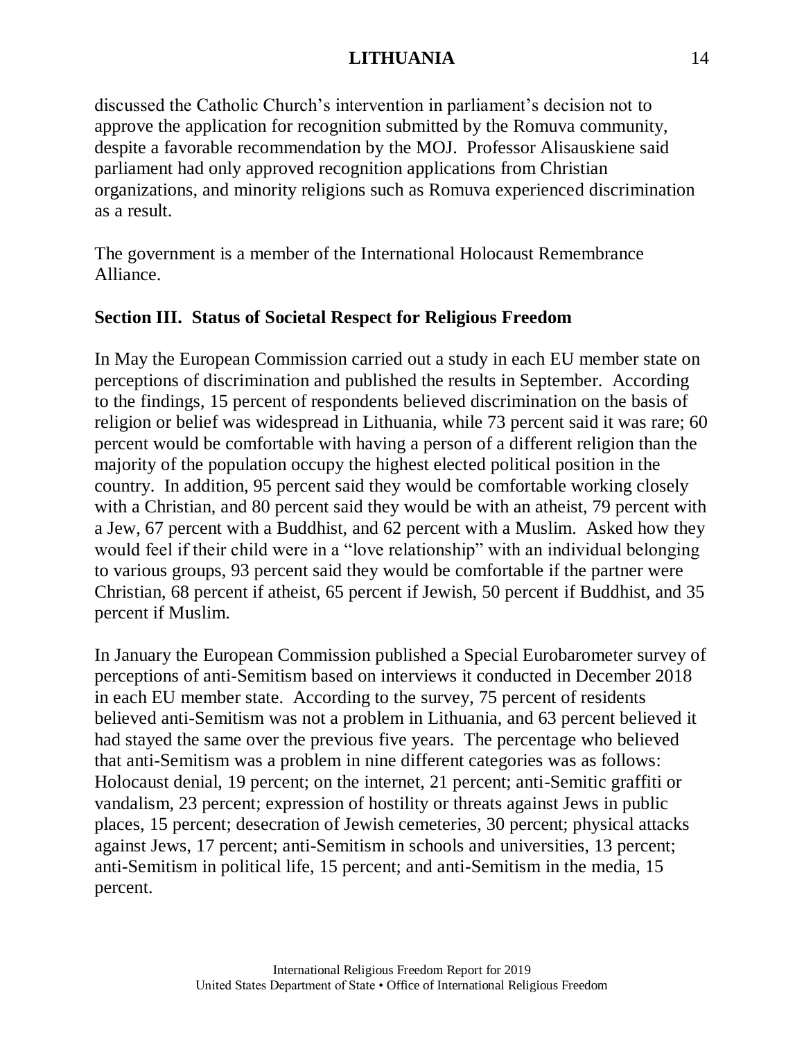discussed the Catholic Church's intervention in parliament's decision not to approve the application for recognition submitted by the Romuva community, despite a favorable recommendation by the MOJ. Professor Alisauskiene said parliament had only approved recognition applications from Christian organizations, and minority religions such as Romuva experienced discrimination as a result.

The government is a member of the International Holocaust Remembrance Alliance.

## Section III. Status of Societal Respect for Religious Freedom

In May the European Commission carried out a study in each EU member state on perceptions of discrimination and published the results in September. According to the findings, 15 percent of respondents believed discrimination on the basis of religion or belief was widespread in Lithuania, while 73 percent said it was rare; 60 percent would be comfortable with having a person of a different religion than the majority of the population occupy the highest elected political position in the country. In addition, 95 percent said they would be comfortable working closely with a Christian, and 80 percent said they would be with an atheist, 79 percent with a Jew, 67 percent with a Buddhist, and 62 percent with a Muslim. Asked how they would feel if their child were in a "love relationship" with an individual belonging to various groups, 93 percent said they would be comfortable if the partner were Christian, 68 percent if atheist, 65 percent if Jewish, 50 percent if Buddhist, and 35 percent if Muslim.

In January the European Commission published a Special Eurobarometer survey of perceptions of anti-Semitism based on interviews it conducted in December 2018 in each EU member state. According to the survey, 75 percent of residents believed anti-Semitism was not a problem in Lithuania, and 63 percent believed it had stayed the same over the previous five years. The percentage who believed that anti-Semitism was a problem in nine different categories was as follows: Holocaust denial, 19 percent; on the internet, 21 percent; anti-Semitic graffiti or vandalism, 23 percent; expression of hostility or threats against Jews in public places, 15 percent; desecration of Jewish cemeteries, 30 percent; physical attacks against Jews, 17 percent; anti-Semitism in schools and universities, 13 percent; anti-Semitism in political life, 15 percent; and anti-Semitism in the media, 15 percent.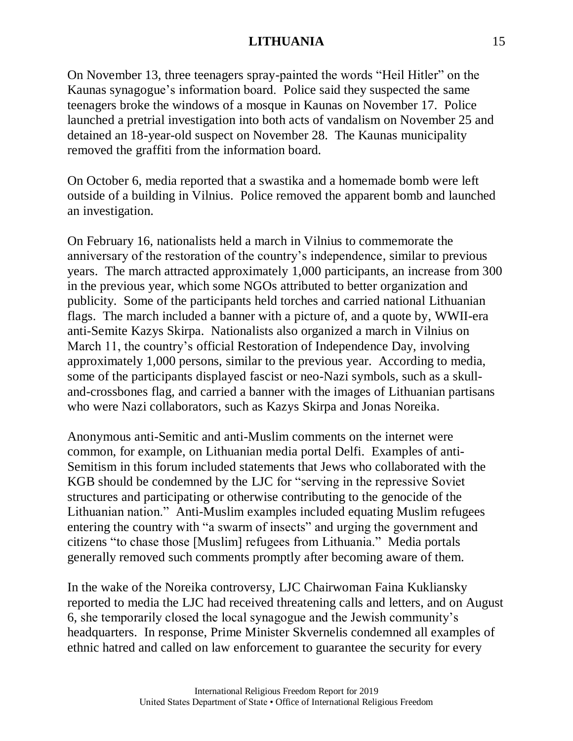On November 13, three teenagers spray-painted the words "Heil Hitler" on the Kaunas synagogue's information board. Police said they suspected the same teenagers broke the windows of a mosque in Kaunas on November 17. Police launched a pretrial investigation into both acts of vandalism on November 25 and detained an 18-year-old suspect on November 28. The Kaunas municipality removed the graffiti from the information board.

On October 6, media reported that a swastika and a homemade bomb were left outside of a building in Vilnius. Police removed the apparent bomb and launched an investigation.

On February 16, nationalists held a march in Vilnius to commemorate the anniversary of the restoration of the country's independence, similar to previous years. The march attracted approximately 1,000 participants, an increase from 300 in the previous year, which some NGOs attributed to better organization and publicity. Some of the participants held torches and carried national Lithuanian flags. The march included a banner with a picture of, and a quote by, WWII-era anti-Semite Kazys Skirpa. Nationalists also organized a march in Vilnius on March 11, the country's official Restoration of Independence Day, involving approximately 1,000 persons, similar to the previous year. According to media, some of the participants displayed fascist or neo-Nazi symbols, such as a skull-and-crossbones flag, and carried a banner with the images of Lithuanian partisans who were Nazi collaborators, such as Kazys Skirpa and Jonas Noreika.

Anonymous anti-Semitic and anti-Muslim comments on the internet were common, for example, on Lithuanian media portal Delfi. Examples of anti-Semitism in this forum included statements that Jews who collaborated with the KGB should be condemned by the LJC for "serving in the repressive Soviet structures and participating or otherwise contributing to the genocide of the Lithuanian nation." Anti-Muslim examples included equating Muslim refugees entering the country with "a swarm of insects" and urging the government and citizens "to chase those [Muslim] refugees from Lithuania." Media portals generally removed such comments promptly after becoming aware of them.

In the wake of the Noreika controversy, LJC Chairwoman Faina Kukliansky reported to media the LJC had received threatening calls and letters, and on August 6, she temporarily closed the local synagogue and the Jewish community's headquarters. In response, Prime Minister Skvernelis condemned all examples of ethnic hatred and called on law enforcement to guarantee the security for every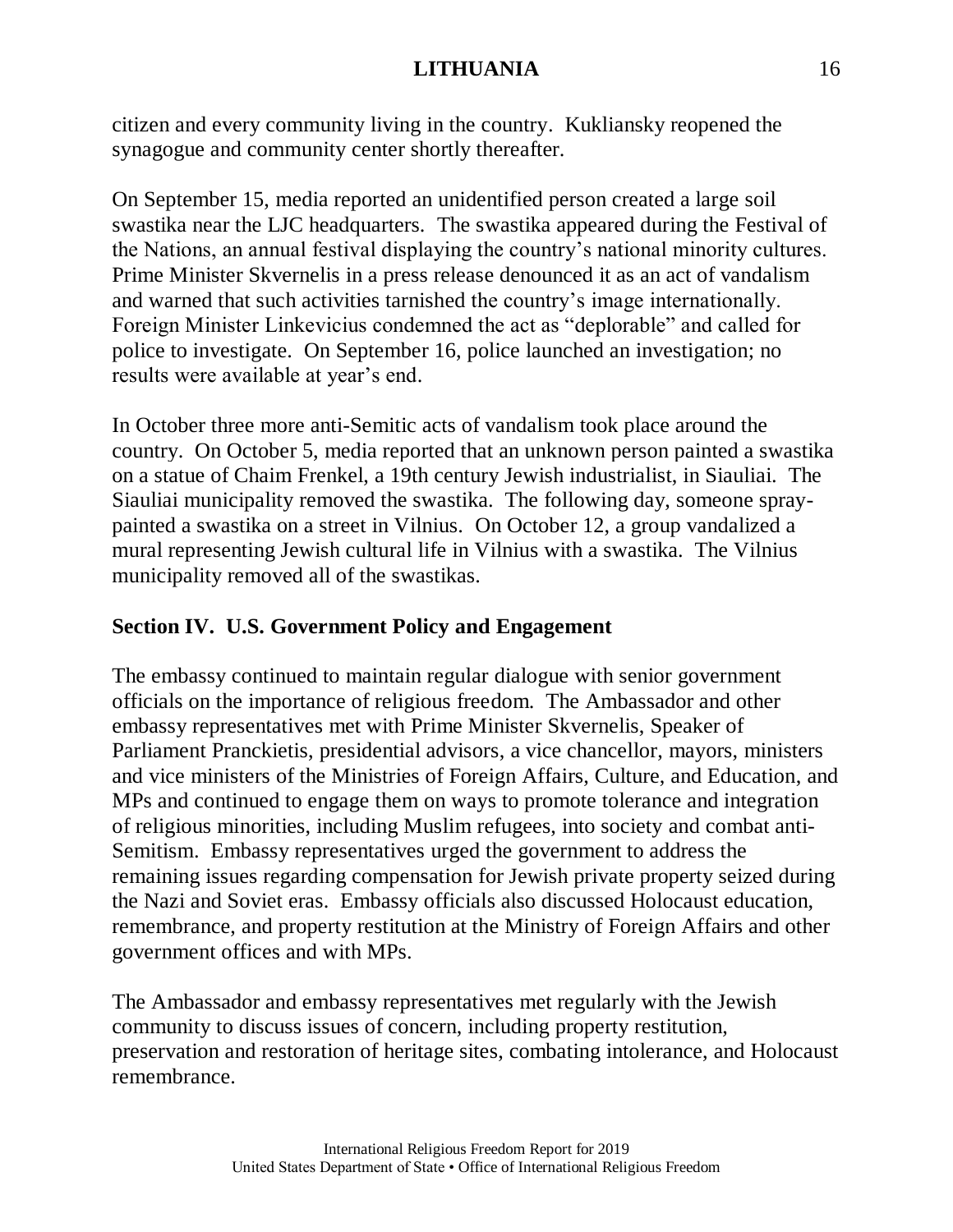citizen and every community living in the country. Kukliansky reopened the synagogue and community center shortly thereafter.

On September 15, media reported an unidentified person created a large soil swastika near the LJC headquarters. The swastika appeared during the Festival of the Nations, an annual festival displaying the country's national minority cultures. Prime Minister Skvernelis in a press release denounced it as an act of vandalism and warned that such activities tarnished the country's image internationally. Foreign Minister Linkevicius condemned the act as "deplorable" and called for police to investigate. On September 16, police launched an investigation; no results were available at year's end.

In October three more anti-Semitic acts of vandalism took place around the country. On October 5, media reported that an unknown person painted a swastika on a statue of Chaim Frenkel, a 19th century Jewish industrialist, in Siauliai. The Siauliai municipality removed the swastika. The following day, someone spray-painted a swastika on a street in Vilnius. On October 12, a group vandalized a mural representing Jewish cultural life in Vilnius with a swastika. The Vilnius municipality removed all of the swastikas.

## Section IV. U.S. Government Policy and Engagement

The embassy continued to maintain regular dialogue with senior government officials on the importance of religious freedom. The Ambassador and other embassy representatives met with Prime Minister Skvernelis, Speaker of Parliament Pranckietis, presidential advisors, a vice chancellor, mayors, ministers and vice ministers of the Ministries of Foreign Affairs, Culture, and Education, and MPs and continued to engage them on ways to promote tolerance and integration of religious minorities, including Muslim refugees, into society and combat anti-Semitism. Embassy representatives urged the government to address the remaining issues regarding compensation for Jewish private property seized during the Nazi and Soviet eras. Embassy officials also discussed Holocaust education, remembrance, and property restitution at the Ministry of Foreign Affairs and other government offices and with MPs.

The Ambassador and embassy representatives met regularly with the Jewish community to discuss issues of concern, including property restitution, preservation and restoration of heritage sites, combating intolerance, and Holocaust remembrance.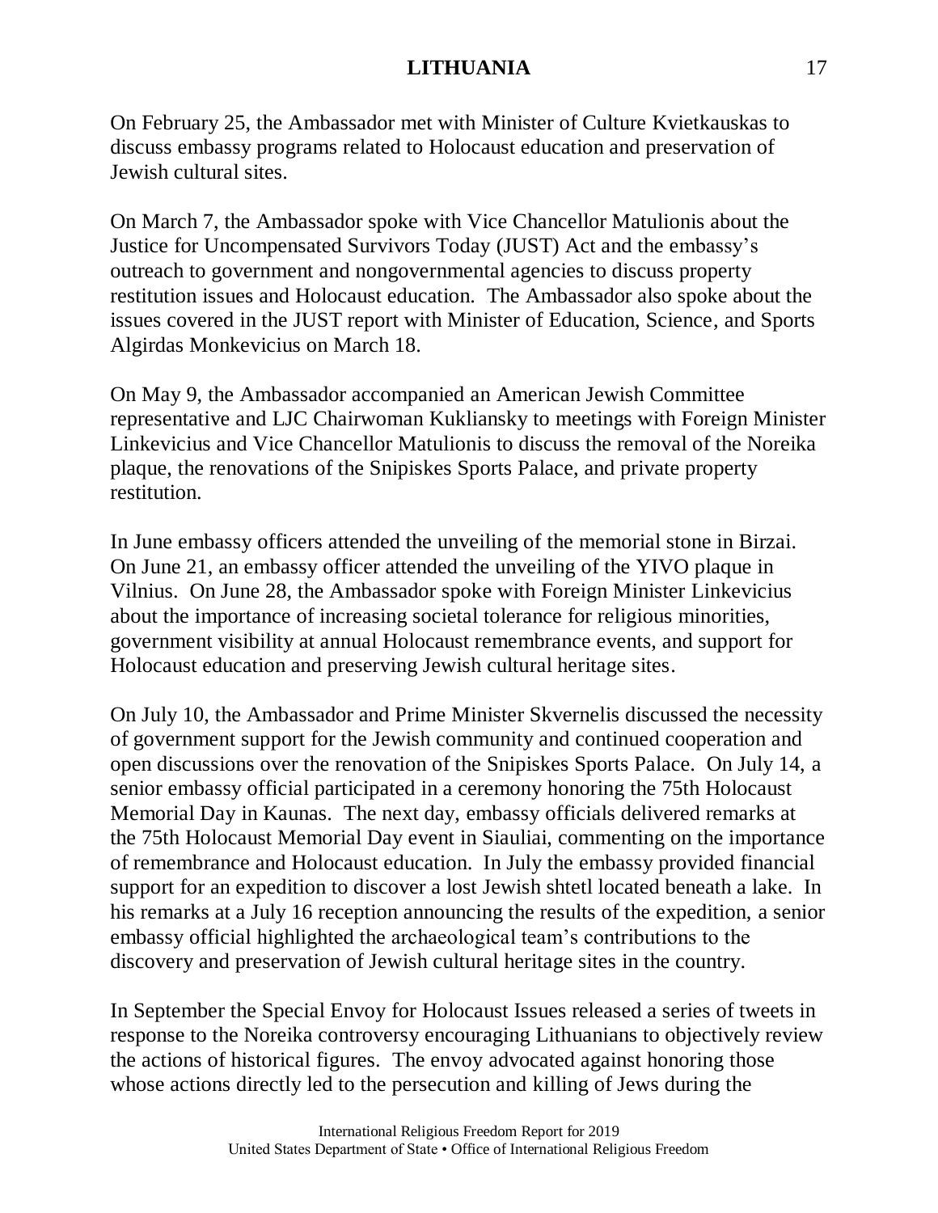On February 25, the Ambassador met with Minister of Culture Kvietkauskas to discuss embassy programs related to Holocaust education and preservation of Jewish cultural sites.

On March 7, the Ambassador spoke with Vice Chancellor Matulionis about the Justice for Uncompensated Survivors Today (JUST) Act and the embassy's outreach to government and nongovernmental agencies to discuss property restitution issues and Holocaust education. The Ambassador also spoke about the issues covered in the JUST report with Minister of Education, Science, and Sports Algirdas Monkevicius on March 18.

On May 9, the Ambassador accompanied an American Jewish Committee representative and LJC Chairwoman Kukliansky to meetings with Foreign Minister Linkevicius and Vice Chancellor Matulionis to discuss the removal of the Noreika plaque, the renovations of the Snipiskes Sports Palace, and private property restitution.

In June embassy officers attended the unveiling of the memorial stone in Birzai. On June 21, an embassy officer attended the unveiling of the YIVO plaque in Vilnius. On June 28, the Ambassador spoke with Foreign Minister Linkevicius about the importance of increasing societal tolerance for religious minorities, government visibility at annual Holocaust remembrance events, and support for Holocaust education and preserving Jewish cultural heritage sites.

On July 10, the Ambassador and Prime Minister Skvernelis discussed the necessity of government support for the Jewish community and continued cooperation and open discussions over the renovation of the Snipiskes Sports Palace. On July 14, a senior embassy official participated in a ceremony honoring the 75th Holocaust Memorial Day in Kaunas. The next day, embassy officials delivered remarks at the 75th Holocaust Memorial Day event in Siauliai, commenting on the importance of remembrance and Holocaust education. In July the embassy provided financial support for an expedition to discover a lost Jewish shtetl located beneath a lake. In his remarks at a July 16 reception announcing the results of the expedition, a senior embassy official highlighted the archaeological team's contributions to the discovery and preservation of Jewish cultural heritage sites in the country.

In September the Special Envoy for Holocaust Issues released a series of tweets in response to the Noreika controversy encouraging Lithuanians to objectively review the actions of historical figures. The envoy advocated against honoring those whose actions directly led to the persecution and killing of Jews during the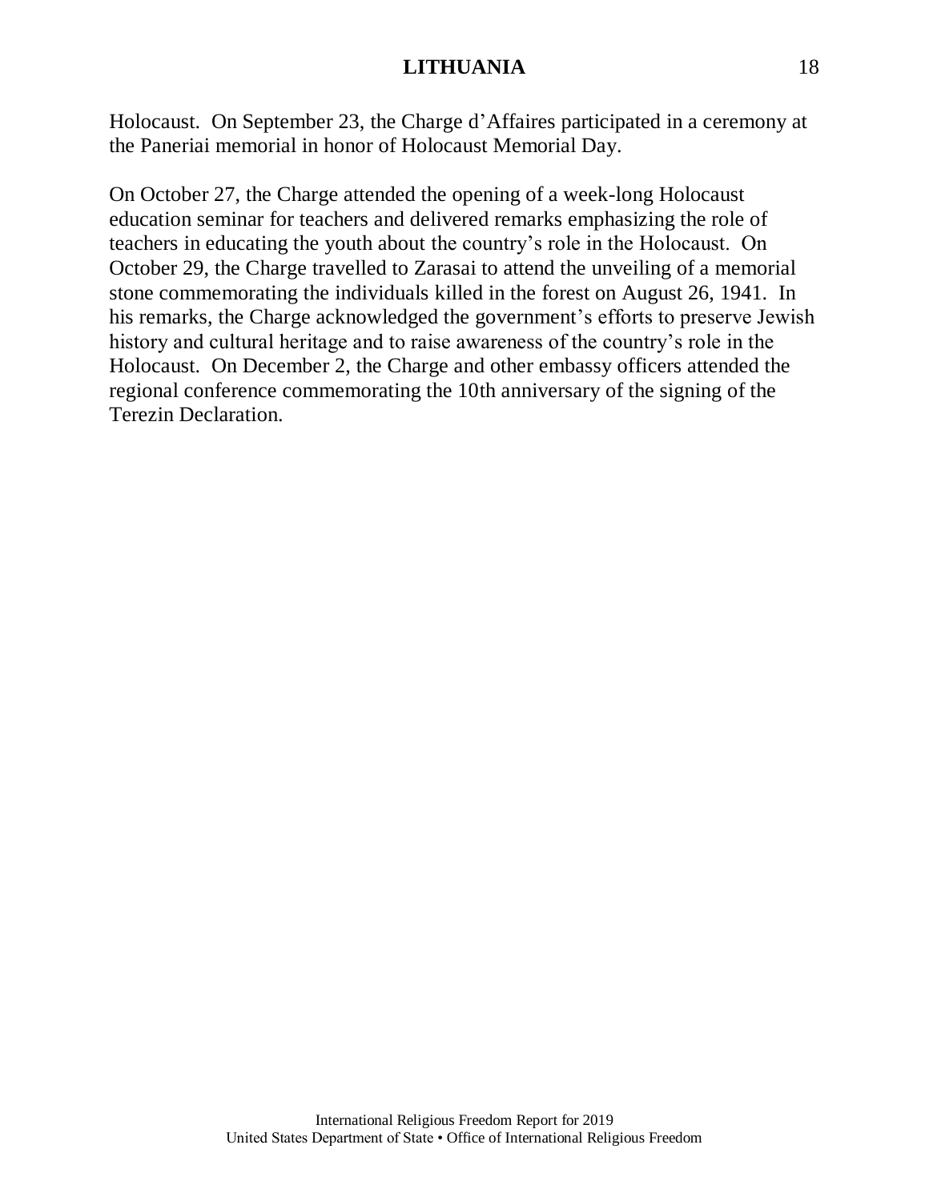Holocaust. On September 23, the Charge d'Affaires participated in a ceremony at the Paneriai memorial in honor of Holocaust Memorial Day.

On October 27, the Charge attended the opening of a week-long Holocaust education seminar for teachers and delivered remarks emphasizing the role of teachers in educating the youth about the country's role in the Holocaust. On October 29, the Charge travelled to Zarasai to attend the unveiling of a memorial stone commemorating the individuals killed in the forest on August 26, 1941. In his remarks, the Charge acknowledged the government's efforts to preserve Jewish history and cultural heritage and to raise awareness of the country's role in the Holocaust. On December 2, the Charge and other embassy officers attended the regional conference commemorating the 10th anniversary of the signing of the Terezin Declaration.